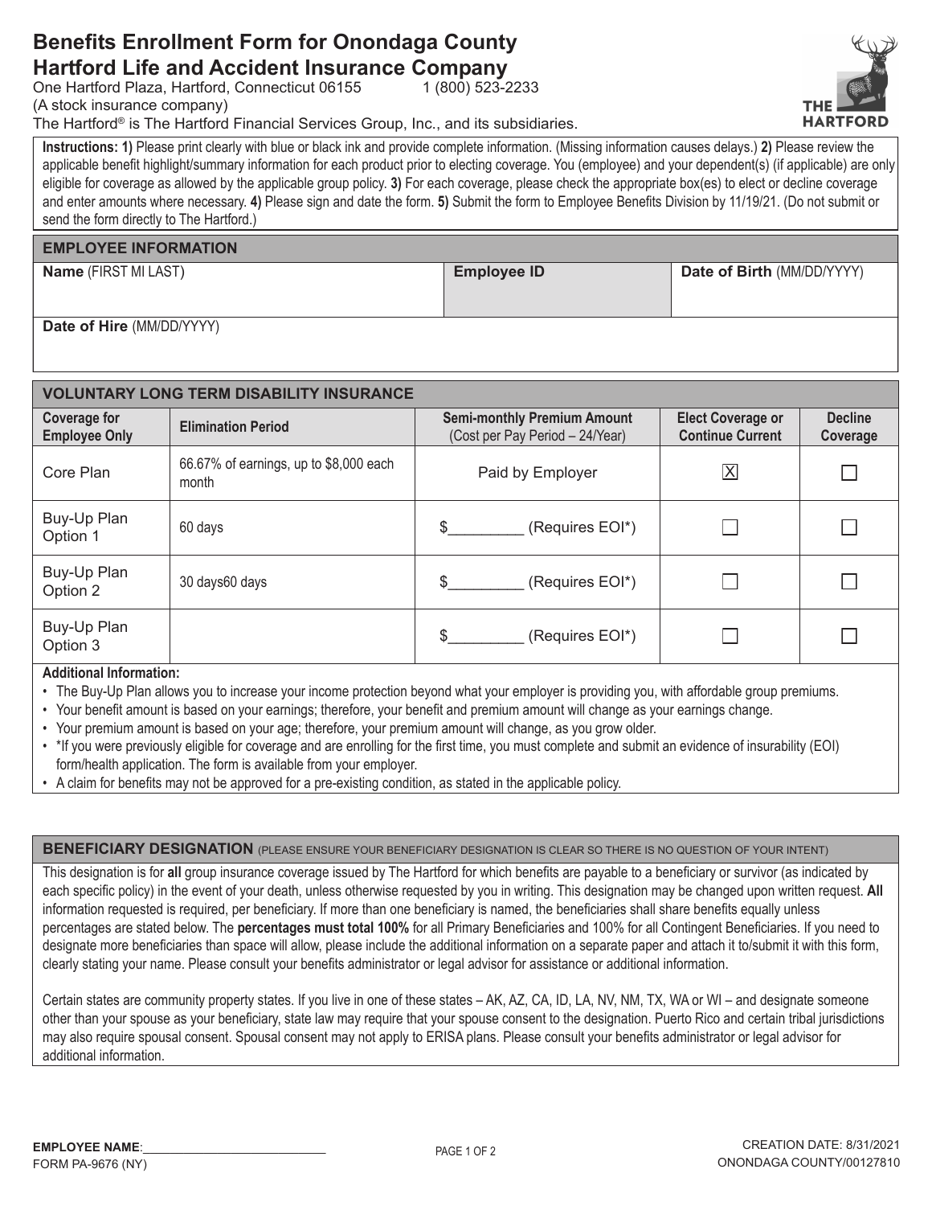# Benefits Enrollment Form for Onondaga County

# Hartford Life and Accident Insurance Company

One Hartford Plaza, Hartford, Connecticut 06155 1 (800) 523-2233
(A stock insurance company)
The Hartford® is The Hartford Financial Services Group, Inc., and its subsidiaries.

**Instructions: 1)** Please print clearly with blue or black ink and provide complete information. (Missing information causes delays.) **2)** Please review the applicable benefit highlight/summary information for each product prior to electing coverage. You (employee) and your dependent(s) (if applicable) are only eligible for coverage as allowed by the applicable group policy. **3)** For each coverage, please check the appropriate box(es) to elect or decline coverage and enter amounts where necessary. **4)** Please sign and date the form. **5)** Submit the form to Employee Benefits Division by 11/19/21. (Do not submit or send the form directly to The Hartford.)

## EMPLOYEE INFORMATION

| **Name** (FIRST MI LAST) | **Employee ID** | **Date of Birth** (MM/DD/YYYY) |
|---|---|---|
| | | |
| **Date of Hire** (MM/DD/YYYY) | | |
| | | |

## VOLUNTARY LONG TERM DISABILITY INSURANCE

| Coverage for Employee Only | Elimination Period | Semi-monthly Premium Amount (Cost per Pay Period – 24/Year) | Elect Coverage or Continue Current | Decline Coverage |
|---|---|---|---|---|
| Core Plan | 66.67% of earnings, up to $8,000 each month | Paid by Employer | ☒ | ☐ |
| Buy-Up Plan Option 1 | 60 days | $_________ (Requires EOI*) | ☐ | ☐ |
| Buy-Up Plan Option 2 | 30 days60 days | $_________ (Requires EOI*) | ☐ | ☐ |
| Buy-Up Plan Option 3 | | $_________ (Requires EOI*) | ☐ | ☐ |

**Additional Information:**

- The Buy-Up Plan allows you to increase your income protection beyond what your employer is providing you, with affordable group premiums.
- Your benefit amount is based on your earnings; therefore, your benefit and premium amount will change as your earnings change.
- Your premium amount is based on your age; therefore, your premium amount will change, as you grow older.
- *If you were previously eligible for coverage and are enrolling for the first time, you must complete and submit an evidence of insurability (EOI) form/health application. The form is available from your employer.
- A claim for benefits may not be approved for a pre-existing condition, as stated in the applicable policy.

## BENEFICIARY DESIGNATION (PLEASE ENSURE YOUR BENEFICIARY DESIGNATION IS CLEAR SO THERE IS NO QUESTION OF YOUR INTENT)

This designation is for **all** group insurance coverage issued by The Hartford for which benefits are payable to a beneficiary or survivor (as indicated by each specific policy) in the event of your death, unless otherwise requested by you in writing. This designation may be changed upon written request. **All** information requested is required, per beneficiary. If more than one beneficiary is named, the beneficiaries shall share benefits equally unless percentages are stated below. The **percentages must total 100%** for all Primary Beneficiaries and 100% for all Contingent Beneficiaries. If you need to designate more beneficiaries than space will allow, please include the additional information on a separate paper and attach it to/submit it with this form, clearly stating your name. Please consult your benefits administrator or legal advisor for assistance or additional information.

Certain states are community property states. If you live in one of these states – AK, AZ, CA, ID, LA, NV, NM, TX, WA or WI – and designate someone other than your spouse as your beneficiary, state law may require that your spouse consent to the designation. Puerto Rico and certain tribal jurisdictions may also require spousal consent. Spousal consent may not apply to ERISA plans. Please consult your benefits administrator or legal advisor for additional information.

**EMPLOYEE NAME**:____________________________

FORM PA-9676 (NY)

CREATION DATE: 8/31/2021
ONONDAGA COUNTY/00127810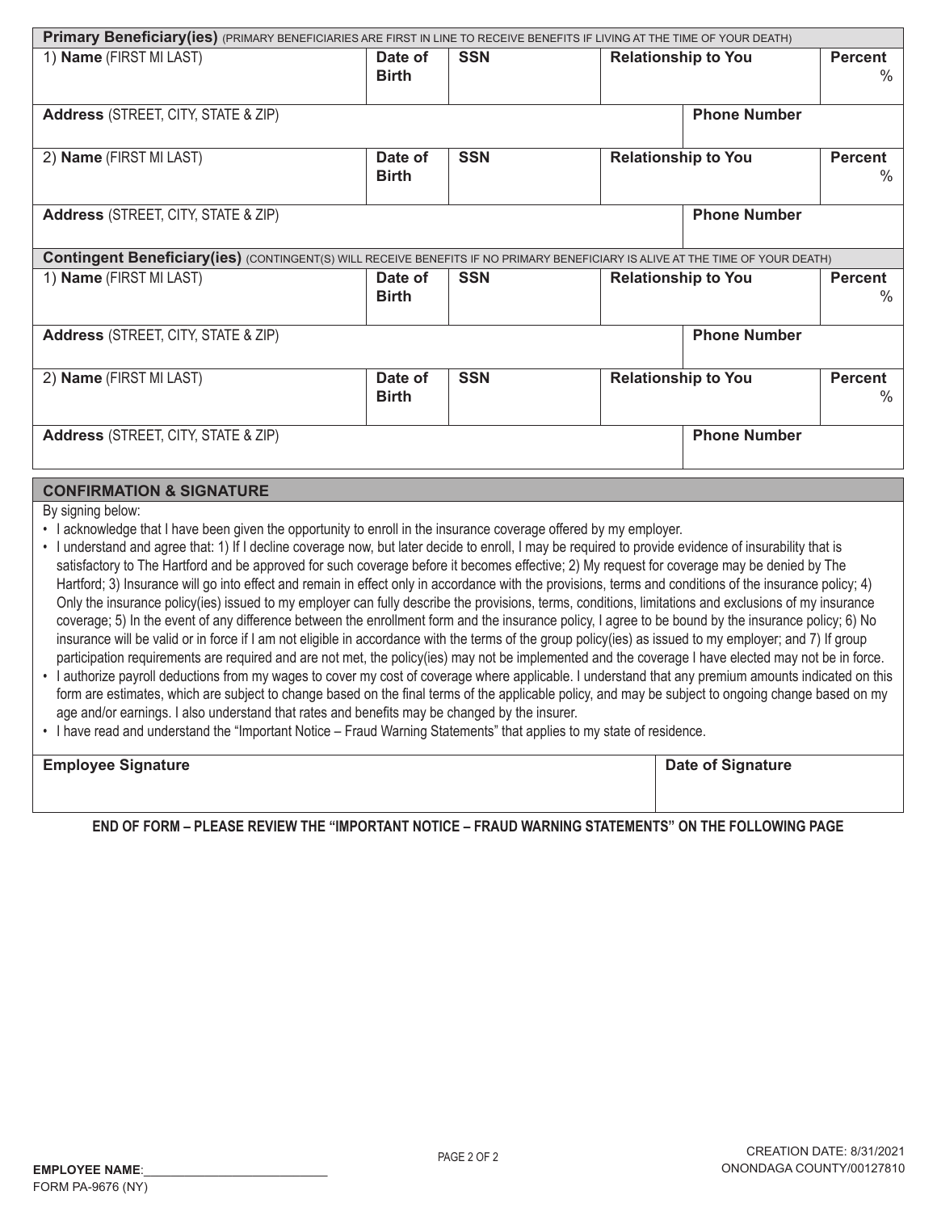## Primary Beneficiary(ies) (PRIMARY BENEFICIARIES ARE FIRST IN LINE TO RECEIVE BENEFITS IF LIVING AT THE TIME OF YOUR DEATH)

| 1) **Name** (FIRST MI LAST) | **Date of Birth** | **SSN** | **Relationship to You** | **Percent** % |
|---|---|---|---|---|
| | | | | |

| **Address** (STREET, CITY, STATE & ZIP) | **Phone Number** |
|---|---|
| | |

| 2) **Name** (FIRST MI LAST) | **Date of Birth** | **SSN** | **Relationship to You** | **Percent** % |
|---|---|---|---|---|
| | | | | |

| **Address** (STREET, CITY, STATE & ZIP) | **Phone Number** |
|---|---|
| | |

## Contingent Beneficiary(ies) (CONTINGENT(S) WILL RECEIVE BENEFITS IF NO PRIMARY BENEFICIARY IS ALIVE AT THE TIME OF YOUR DEATH)

| 1) **Name** (FIRST MI LAST) | **Date of Birth** | **SSN** | **Relationship to You** | **Percent** % |
|---|---|---|---|---|
| | | | | |

| **Address** (STREET, CITY, STATE & ZIP) | **Phone Number** |
|---|---|
| | |

| 2) **Name** (FIRST MI LAST) | **Date of Birth** | **SSN** | **Relationship to You** | **Percent** % |
|---|---|---|---|---|
| | | | | |

| **Address** (STREET, CITY, STATE & ZIP) | **Phone Number** |
|---|---|
| | |

## CONFIRMATION & SIGNATURE

By signing below:

- I acknowledge that I have been given the opportunity to enroll in the insurance coverage offered by my employer.
- I understand and agree that: 1) If I decline coverage now, but later decide to enroll, I may be required to provide evidence of insurability that is satisfactory to The Hartford and be approved for such coverage before it becomes effective; 2) My request for coverage may be denied by The Hartford; 3) Insurance will go into effect and remain in effect only in accordance with the provisions, terms and conditions of the insurance policy; 4) Only the insurance policy(ies) issued to my employer can fully describe the provisions, terms, conditions, limitations and exclusions of my insurance coverage; 5) In the event of any difference between the enrollment form and the insurance policy, I agree to be bound by the insurance policy; 6) No insurance will be valid or in force if I am not eligible in accordance with the terms of the group policy(ies) as issued to my employer; and 7) If group participation requirements are required and are not met, the policy(ies) may not be implemented and the coverage I have elected may not be in force.
- I authorize payroll deductions from my wages to cover my cost of coverage where applicable. I understand that any premium amounts indicated on this form are estimates, which are subject to change based on the final terms of the applicable policy, and may be subject to ongoing change based on my age and/or earnings. I also understand that rates and benefits may be changed by the insurer.
- I have read and understand the "Important Notice – Fraud Warning Statements" that applies to my state of residence.

| **Employee Signature** | **Date of Signature** |
|---|---|
| | |

**END OF FORM – PLEASE REVIEW THE "IMPORTANT NOTICE – FRAUD WARNING STATEMENTS" ON THE FOLLOWING PAGE**

**EMPLOYEE NAME**:____________________________

FORM PA-9676 (NY)

CREATION DATE: 8/31/2021
ONONDAGA COUNTY/00127810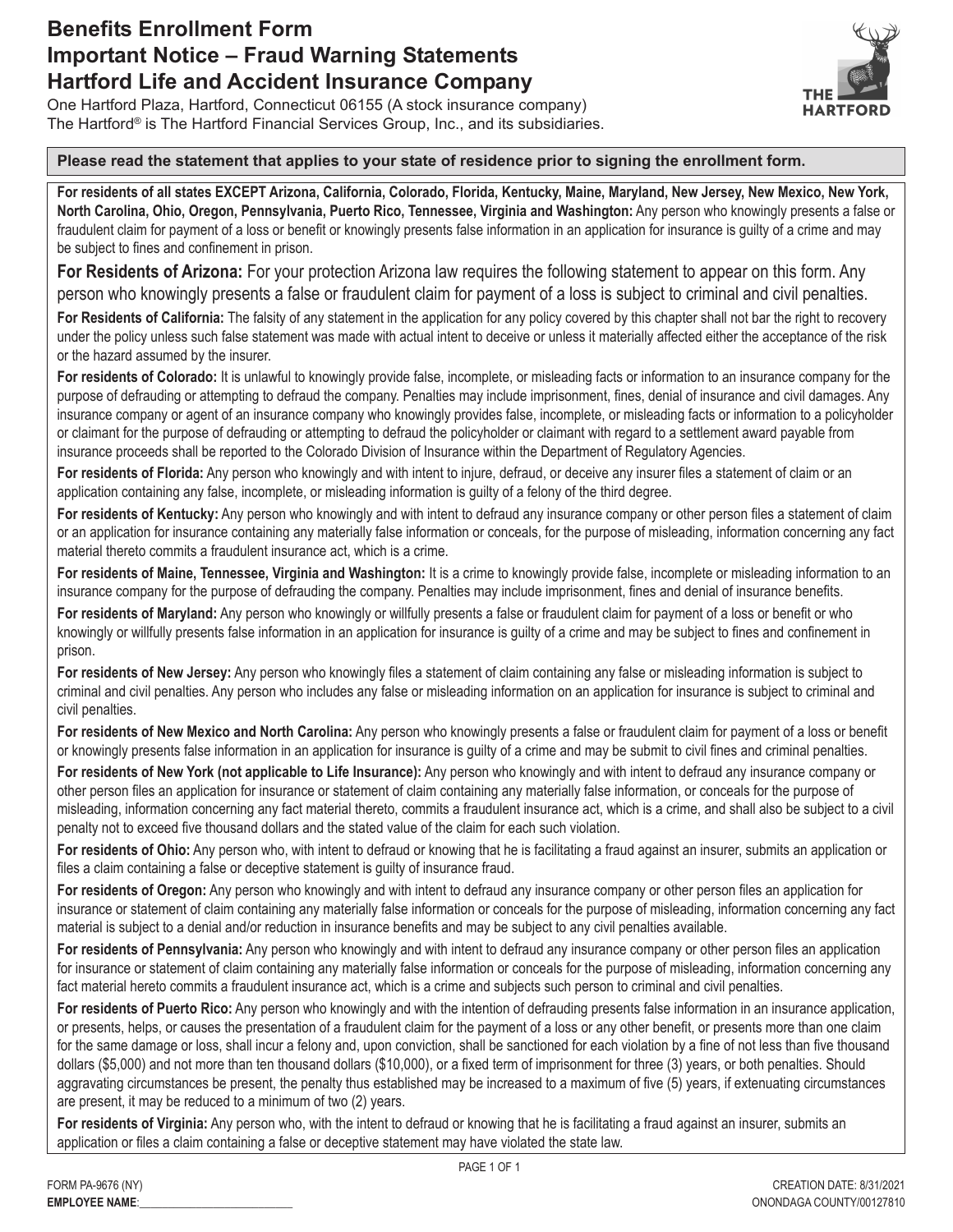# Benefits Enrollment Form
# Important Notice – Fraud Warning Statements
# Hartford Life and Accident Insurance Company

One Hartford Plaza, Hartford, Connecticut 06155 (A stock insurance company)
The Hartford® is The Hartford Financial Services Group, Inc., and its subsidiaries.

**Please read the statement that applies to your state of residence prior to signing the enrollment form.**

**For residents of all states EXCEPT Arizona, California, Colorado, Florida, Kentucky, Maine, Maryland, New Jersey, New Mexico, New York, North Carolina, Ohio, Oregon, Pennsylvania, Puerto Rico, Tennessee, Virginia and Washington:** Any person who knowingly presents a false or fraudulent claim for payment of a loss or benefit or knowingly presents false information in an application for insurance is guilty of a crime and may be subject to fines and confinement in prison.

**For Residents of Arizona:** For your protection Arizona law requires the following statement to appear on this form. Any person who knowingly presents a false or fraudulent claim for payment of a loss is subject to criminal and civil penalties.

**For Residents of California:** The falsity of any statement in the application for any policy covered by this chapter shall not bar the right to recovery under the policy unless such false statement was made with actual intent to deceive or unless it materially affected either the acceptance of the risk or the hazard assumed by the insurer.

**For residents of Colorado:** It is unlawful to knowingly provide false, incomplete, or misleading facts or information to an insurance company for the purpose of defrauding or attempting to defraud the company. Penalties may include imprisonment, fines, denial of insurance and civil damages. Any insurance company or agent of an insurance company who knowingly provides false, incomplete, or misleading facts or information to a policyholder or claimant for the purpose of defrauding or attempting to defraud the policyholder or claimant with regard to a settlement award payable from insurance proceeds shall be reported to the Colorado Division of Insurance within the Department of Regulatory Agencies.

**For residents of Florida:** Any person who knowingly and with intent to injure, defraud, or deceive any insurer files a statement of claim or an application containing any false, incomplete, or misleading information is guilty of a felony of the third degree.

**For residents of Kentucky:** Any person who knowingly and with intent to defraud any insurance company or other person files a statement of claim or an application for insurance containing any materially false information or conceals, for the purpose of misleading, information concerning any fact material thereto commits a fraudulent insurance act, which is a crime.

**For residents of Maine, Tennessee, Virginia and Washington:** It is a crime to knowingly provide false, incomplete or misleading information to an insurance company for the purpose of defrauding the company. Penalties may include imprisonment, fines and denial of insurance benefits.

**For residents of Maryland:** Any person who knowingly or willfully presents a false or fraudulent claim for payment of a loss or benefit or who knowingly or willfully presents false information in an application for insurance is guilty of a crime and may be subject to fines and confinement in prison.

**For residents of New Jersey:** Any person who knowingly files a statement of claim containing any false or misleading information is subject to criminal and civil penalties. Any person who includes any false or misleading information on an application for insurance is subject to criminal and civil penalties.

**For residents of New Mexico and North Carolina:** Any person who knowingly presents a false or fraudulent claim for payment of a loss or benefit or knowingly presents false information in an application for insurance is guilty of a crime and may be submit to civil fines and criminal penalties.

**For residents of New York (not applicable to Life Insurance):** Any person who knowingly and with intent to defraud any insurance company or other person files an application for insurance or statement of claim containing any materially false information, or conceals for the purpose of misleading, information concerning any fact material thereto, commits a fraudulent insurance act, which is a crime, and shall also be subject to a civil penalty not to exceed five thousand dollars and the stated value of the claim for each such violation.

**For residents of Ohio:** Any person who, with intent to defraud or knowing that he is facilitating a fraud against an insurer, submits an application or files a claim containing a false or deceptive statement is guilty of insurance fraud.

**For residents of Oregon:** Any person who knowingly and with intent to defraud any insurance company or other person files an application for insurance or statement of claim containing any materially false information or conceals for the purpose of misleading, information concerning any fact material is subject to a denial and/or reduction in insurance benefits and may be subject to any civil penalties available.

**For residents of Pennsylvania:** Any person who knowingly and with intent to defraud any insurance company or other person files an application for insurance or statement of claim containing any materially false information or conceals for the purpose of misleading, information concerning any fact material hereto commits a fraudulent insurance act, which is a crime and subjects such person to criminal and civil penalties.

**For residents of Puerto Rico:** Any person who knowingly and with the intention of defrauding presents false information in an insurance application, or presents, helps, or causes the presentation of a fraudulent claim for the payment of a loss or any other benefit, or presents more than one claim for the same damage or loss, shall incur a felony and, upon conviction, shall be sanctioned for each violation by a fine of not less than five thousand dollars ($5,000) and not more than ten thousand dollars ($10,000), or a fixed term of imprisonment for three (3) years, or both penalties. Should aggravating circumstances be present, the penalty thus established may be increased to a maximum of five (5) years, if extenuating circumstances are present, it may be reduced to a minimum of two (2) years.

**For residents of Virginia:** Any person who, with the intent to defraud or knowing that he is facilitating a fraud against an insurer, submits an application or files a claim containing a false or deceptive statement may have violated the state law.

FORM PA-9676 (NY)

**EMPLOYEE NAME**:___________________________

CREATION DATE: 8/31/2021

ONONDAGA COUNTY/00127810